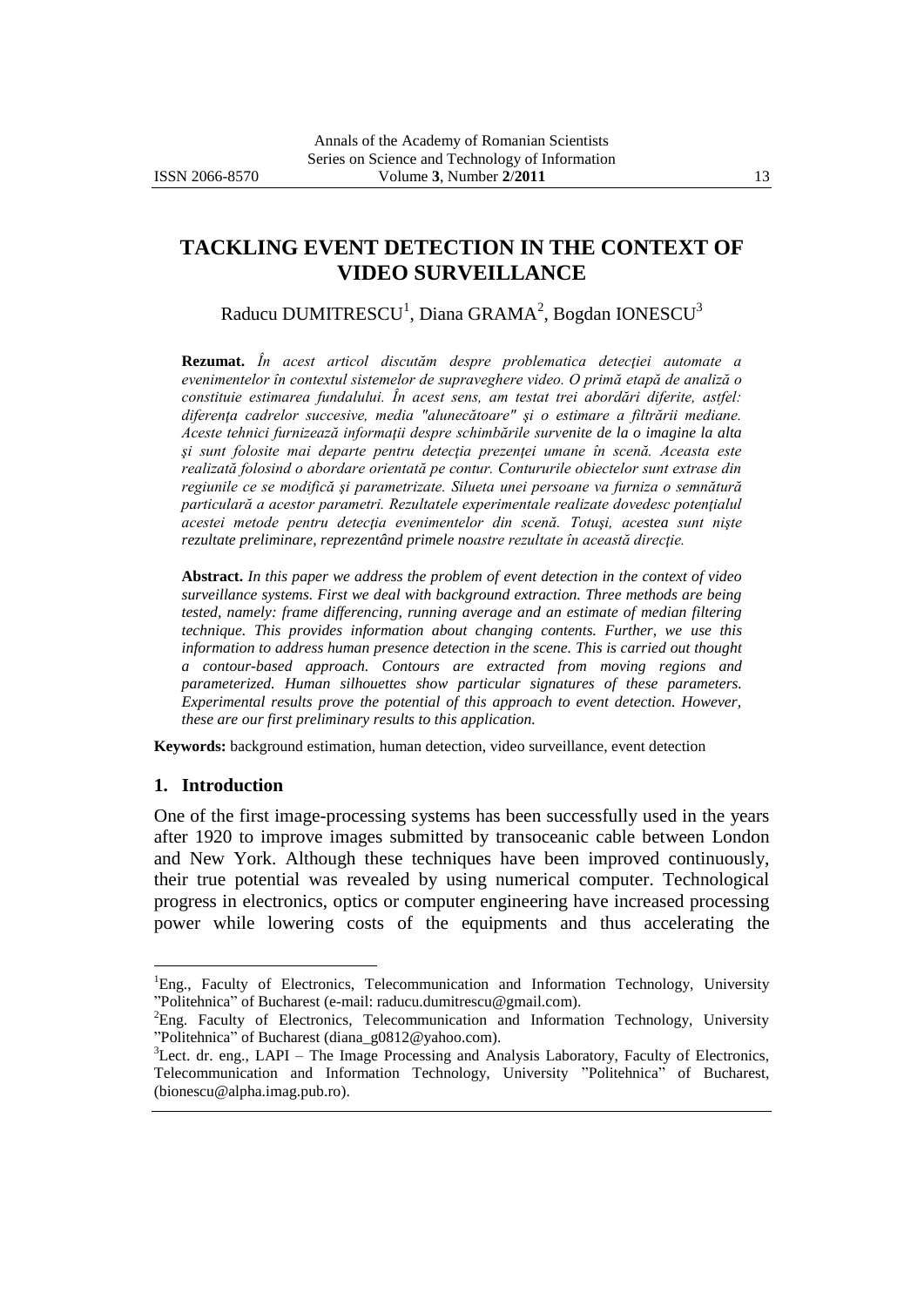# TACKLING EVENT DETECTION IN THE CONTEXT OF VIDEO SURVEILLANCE

Raducu DUMITRESCU[1], Diana GRAMA[2], Bogdan IONESCU[3]

**Rezumat.** *În acest articol discutăm despre problematica detecţiei automate a evenimentelor în contextul sistemelor de supraveghere video. O primă etapă de analiză o constituie estimarea fundalului. În acest sens, am testat trei abordări diferite, astfel: diferenţa cadrelor succesive, media "alunecătoare" şi o estimare a filtrării mediane. Aceste tehnici furnizează informaţii despre schimbările survenite de la o imagine la alta şi sunt folosite mai departe pentru detecţia prezenţei umane în scenă. Aceasta este realizată folosind o abordare orientată pe contur. Contururile obiectelor sunt extrase din regiunile ce se modifică şi parametrizate. Silueta unei persoane va furniza o semnătură particulară a acestor parametri. Rezultatele experimentale realizate dovedesc potenţialul acestei metode pentru detecţia evenimentelor din scenă. Totuşi, acestea sunt nişte rezultate preliminare, reprezentând primele noastre rezultate în această direcţie.*

**Abstract.** *In this paper we address the problem of event detection in the context of video surveillance systems. First we deal with background extraction. Three methods are being tested, namely: frame differencing, running average and an estimate of median filtering technique. This provides information about changing contents. Further, we use this information to address human presence detection in the scene. This is carried out thought a contour-based approach. Contours are extracted from moving regions and parameterized. Human silhouettes show particular signatures of these parameters. Experimental results prove the potential of this approach to event detection. However, these are our first preliminary results to this application.*

**Keywords:** background estimation, human detection, video surveillance, event detection

## 1. Introduction

One of the first image-processing systems has been successfully used in the years after 1920 to improve images submitted by transoceanic cable between London and New York. Although these techniques have been improved continuously, their true potential was revealed by using numerical computer. Technological progress in electronics, optics or computer engineering have increased processing power while lowering costs of the equipments and thus accelerating the

---

[1]Eng., Faculty of Electronics, Telecommunication and Information Technology, University "Politehnica" of Bucharest (e-mail: raducu.dumitrescu@gmail.com).

[2]Eng. Faculty of Electronics, Telecommunication and Information Technology, University "Politehnica" of Bucharest (diana_g0812@yahoo.com).

[3]Lect. dr. eng., LAPI – The Image Processing and Analysis Laboratory, Faculty of Electronics, Telecommunication and Information Technology, University "Politehnica" of Bucharest, (bionescu@alpha.imag.pub.ro).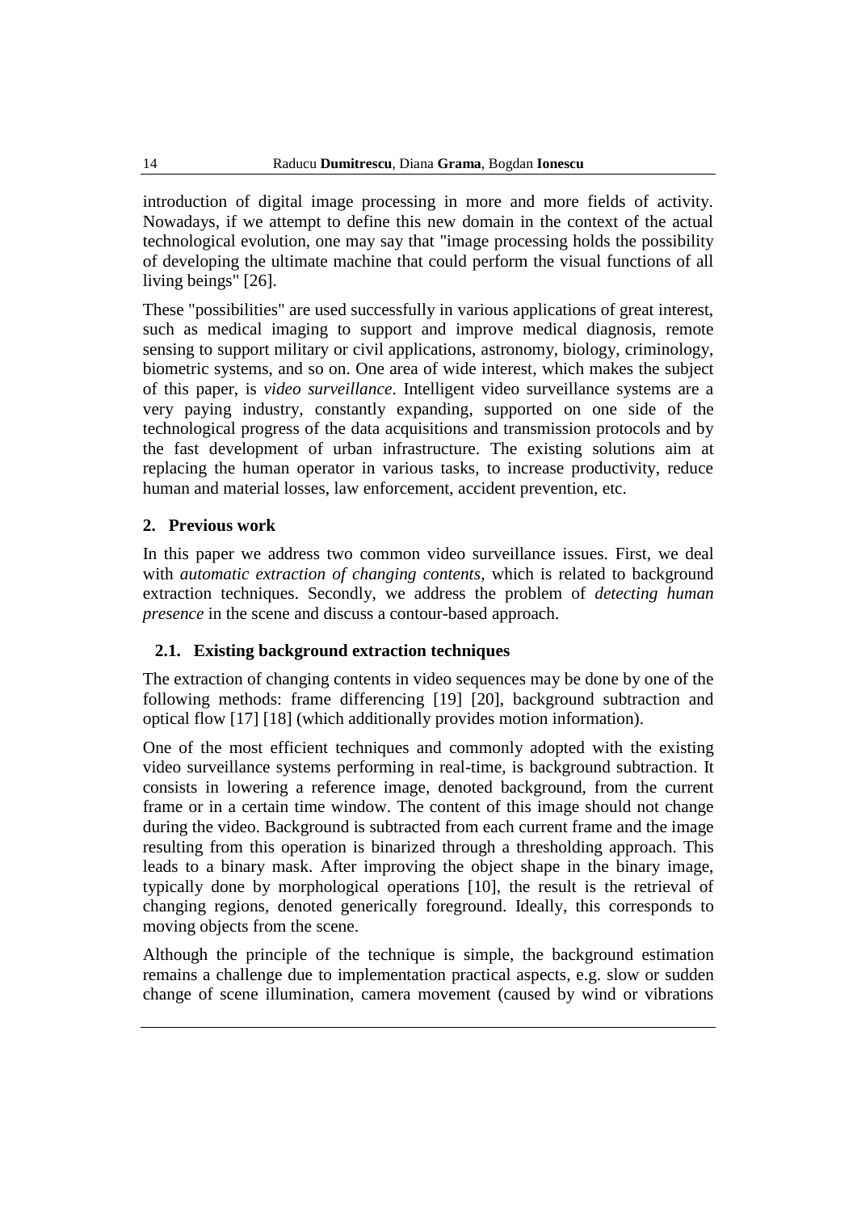introduction of digital image processing in more and more fields of activity. Nowadays, if we attempt to define this new domain in the context of the actual technological evolution, one may say that "image processing holds the possibility of developing the ultimate machine that could perform the visual functions of all living beings" [26].

These "possibilities" are used successfully in various applications of great interest, such as medical imaging to support and improve medical diagnosis, remote sensing to support military or civil applications, astronomy, biology, criminology, biometric systems, and so on. One area of wide interest, which makes the subject of this paper, is *video surveillance*. Intelligent video surveillance systems are a very paying industry, constantly expanding, supported on one side of the technological progress of the data acquisitions and transmission protocols and by the fast development of urban infrastructure. The existing solutions aim at replacing the human operator in various tasks, to increase productivity, reduce human and material losses, law enforcement, accident prevention, etc.

## 2. Previous work

In this paper we address two common video surveillance issues. First, we deal with *automatic extraction of changing contents*, which is related to background extraction techniques. Secondly, we address the problem of *detecting human presence* in the scene and discuss a contour-based approach.

### 2.1. Existing background extraction techniques

The extraction of changing contents in video sequences may be done by one of the following methods: frame differencing [19] [20], background subtraction and optical flow [17] [18] (which additionally provides motion information).

One of the most efficient techniques and commonly adopted with the existing video surveillance systems performing in real-time, is background subtraction. It consists in lowering a reference image, denoted background, from the current frame or in a certain time window. The content of this image should not change during the video. Background is subtracted from each current frame and the image resulting from this operation is binarized through a thresholding approach. This leads to a binary mask. After improving the object shape in the binary image, typically done by morphological operations [10], the result is the retrieval of changing regions, denoted generically foreground. Ideally, this corresponds to moving objects from the scene.

Although the principle of the technique is simple, the background estimation remains a challenge due to implementation practical aspects, e.g. slow or sudden change of scene illumination, camera movement (caused by wind or vibrations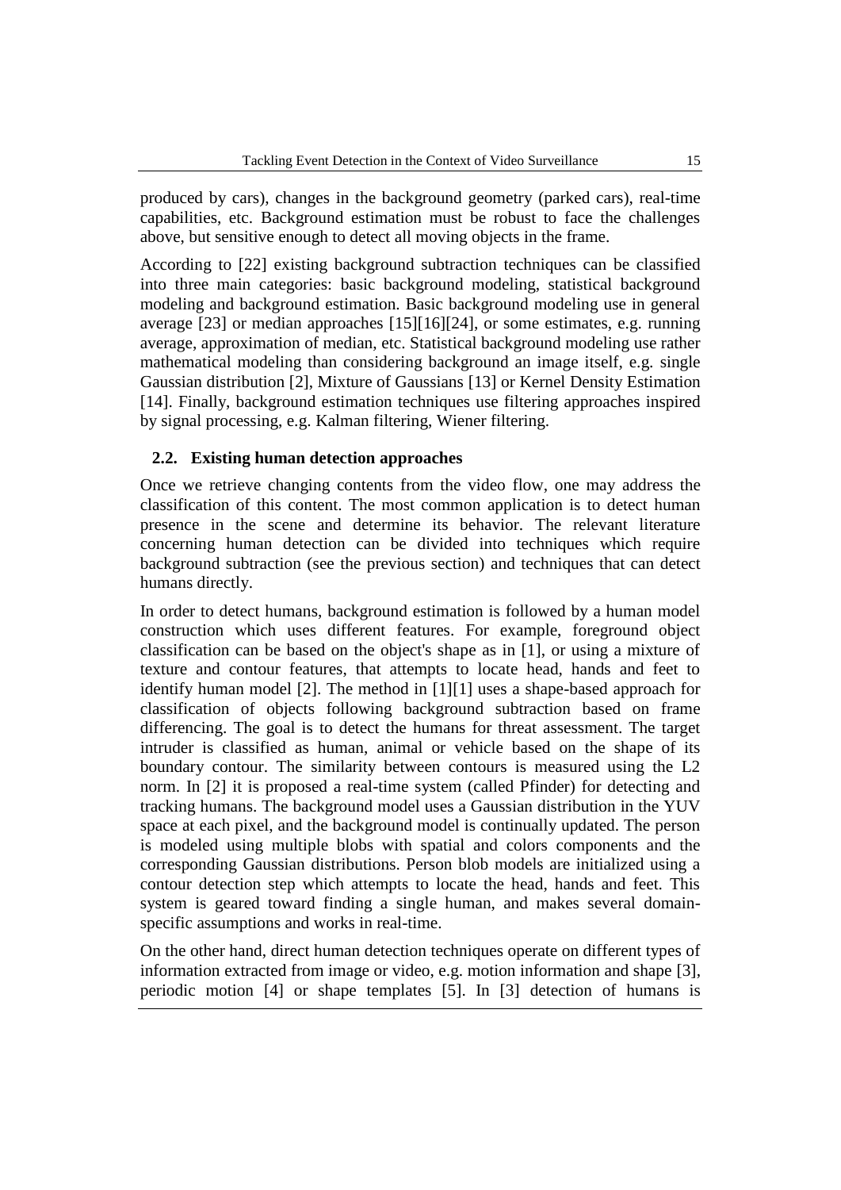produced by cars), changes in the background geometry (parked cars), real-time capabilities, etc. Background estimation must be robust to face the challenges above, but sensitive enough to detect all moving objects in the frame.

According to [22] existing background subtraction techniques can be classified into three main categories: basic background modeling, statistical background modeling and background estimation. Basic background modeling use in general average [23] or median approaches [15][16][24], or some estimates, e.g. running average, approximation of median, etc. Statistical background modeling use rather mathematical modeling than considering background an image itself, e.g. single Gaussian distribution [2], Mixture of Gaussians [13] or Kernel Density Estimation [14]. Finally, background estimation techniques use filtering approaches inspired by signal processing, e.g. Kalman filtering, Wiener filtering.

### 2.2. Existing human detection approaches

Once we retrieve changing contents from the video flow, one may address the classification of this content. The most common application is to detect human presence in the scene and determine its behavior. The relevant literature concerning human detection can be divided into techniques which require background subtraction (see the previous section) and techniques that can detect humans directly.

In order to detect humans, background estimation is followed by a human model construction which uses different features. For example, foreground object classification can be based on the object's shape as in [1], or using a mixture of texture and contour features, that attempts to locate head, hands and feet to identify human model [2]. The method in [1][1] uses a shape-based approach for classification of objects following background subtraction based on frame differencing. The goal is to detect the humans for threat assessment. The target intruder is classified as human, animal or vehicle based on the shape of its boundary contour. The similarity between contours is measured using the L2 norm. In [2] it is proposed a real-time system (called Pfinder) for detecting and tracking humans. The background model uses a Gaussian distribution in the YUV space at each pixel, and the background model is continually updated. The person is modeled using multiple blobs with spatial and colors components and the corresponding Gaussian distributions. Person blob models are initialized using a contour detection step which attempts to locate the head, hands and feet. This system is geared toward finding a single human, and makes several domain-specific assumptions and works in real-time.

On the other hand, direct human detection techniques operate on different types of information extracted from image or video, e.g. motion information and shape [3], periodic motion [4] or shape templates [5]. In [3] detection of humans is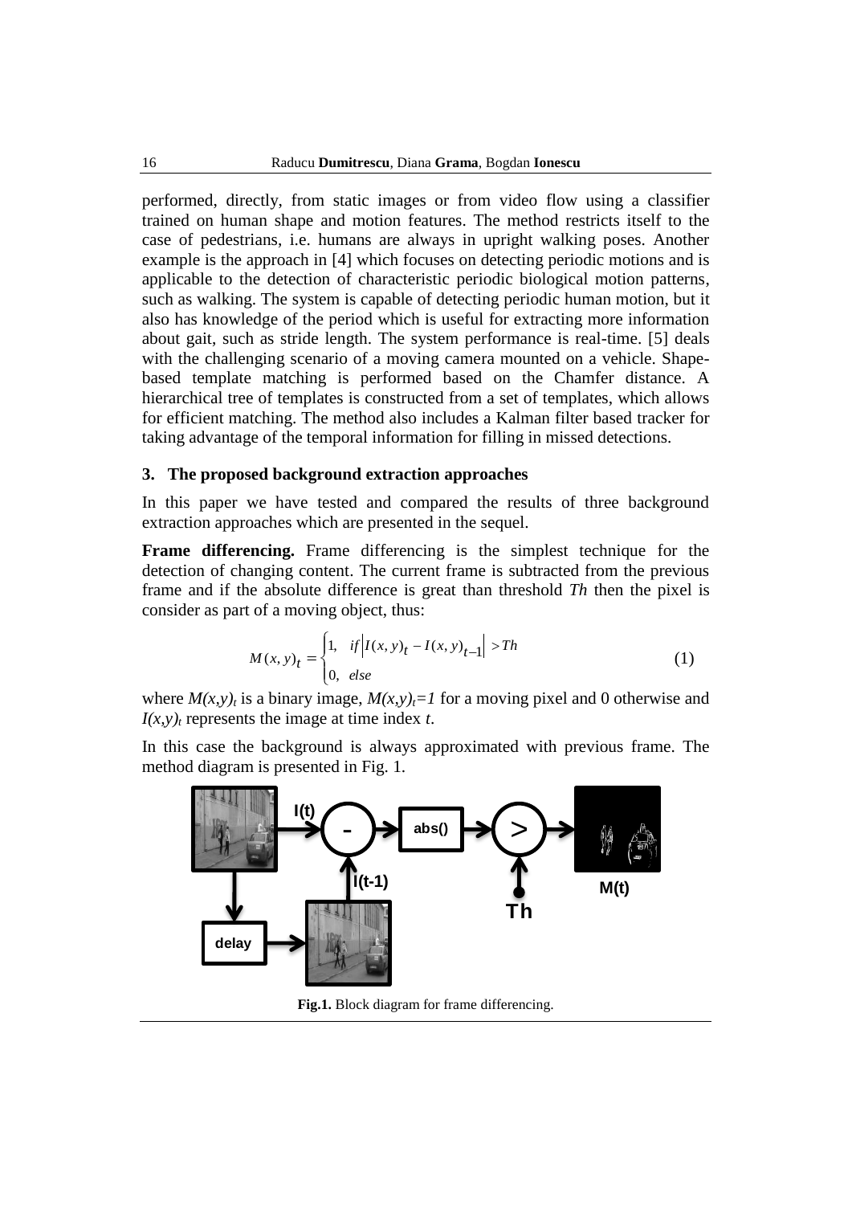performed, directly, from static images or from video flow using a classifier trained on human shape and motion features. The method restricts itself to the case of pedestrians, i.e. humans are always in upright walking poses. Another example is the approach in [4] which focuses on detecting periodic motions and is applicable to the detection of characteristic periodic biological motion patterns, such as walking. The system is capable of detecting periodic human motion, but it also has knowledge of the period which is useful for extracting more information about gait, such as stride length. The system performance is real-time. [5] deals with the challenging scenario of a moving camera mounted on a vehicle. Shape-based template matching is performed based on the Chamfer distance. A hierarchical tree of templates is constructed from a set of templates, which allows for efficient matching. The method also includes a Kalman filter based tracker for taking advantage of the temporal information for filling in missed detections.

## 3. The proposed background extraction approaches

In this paper we have tested and compared the results of three background extraction approaches which are presented in the sequel.

**Frame differencing.** Frame differencing is the simplest technique for the detection of changing content. The current frame is subtracted from the previous frame and if the absolute difference is great than threshold *Th* then the pixel is consider as part of a moving object, thus:

$$M(x,y)_t = \begin{cases} 1, & if \left| I(x,y)_t - I(x,y)_{t-1} \right| > Th \\ 0, & else \end{cases} \tag{1}$$

where $M(x,y)_t$ is a binary image, $M(x,y)_t=1$ for a moving pixel and 0 otherwise and $I(x,y)_t$ represents the image at time index $t$.

In this case the background is always approximated with previous frame. The method diagram is presented in Fig. 1.

**Fig.1.** Block diagram for frame differencing.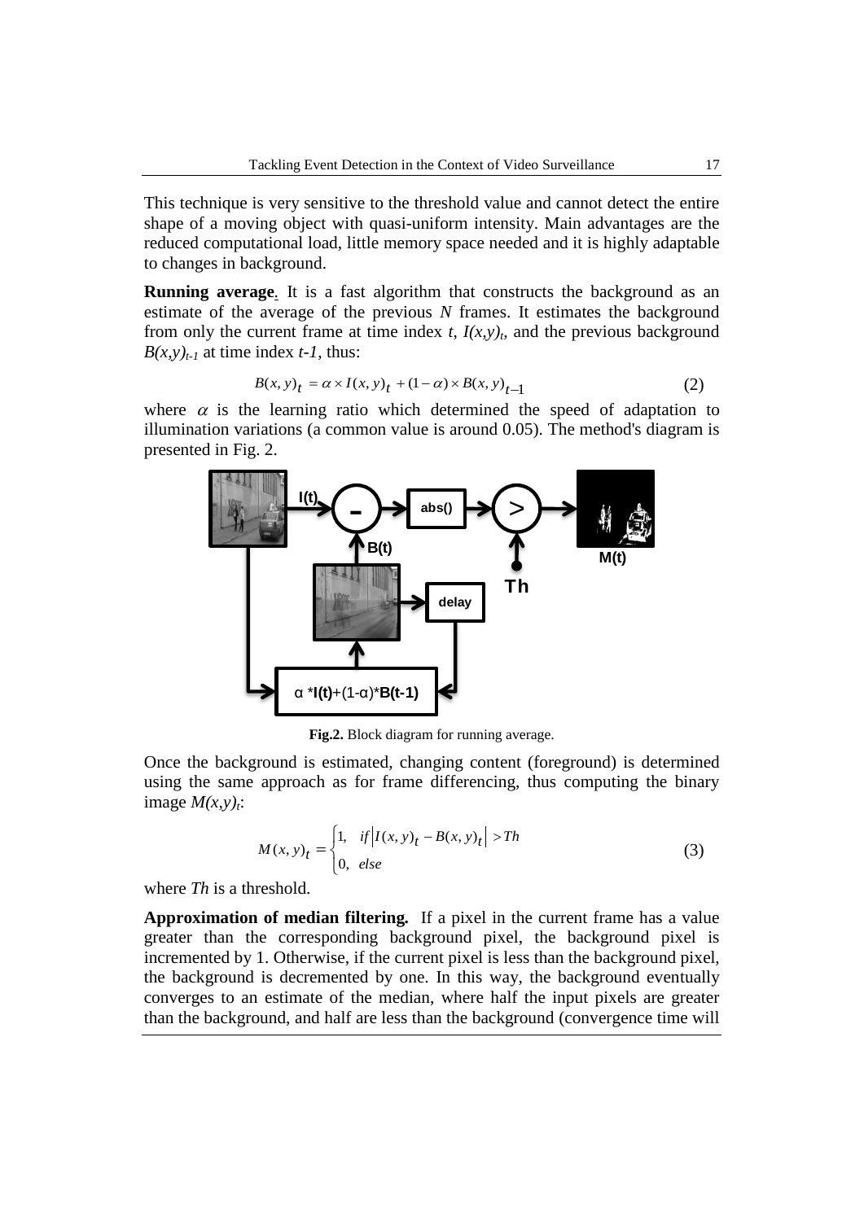This technique is very sensitive to the threshold value and cannot detect the entire shape of a moving object with quasi-uniform intensity. Main advantages are the reduced computational load, little memory space needed and it is highly adaptable to changes in background.

**Running average**. It is a fast algorithm that constructs the background as an estimate of the average of the previous *N* frames. It estimates the background from only the current frame at time index *t*, $I(x,y)_t$, and the previous background $B(x,y)_{t-1}$ at time index *t-1*, thus:

$$B(x,y)_t = \alpha \times I(x,y)_t + (1-\alpha) \times B(x,y)_{t-1} \tag{2}$$

where $\alpha$ is the learning ratio which determined the speed of adaptation to illumination variations (a common value is around 0.05). The method's diagram is presented in Fig. 2.

**Fig.2.** Block diagram for running average.

Once the background is estimated, changing content (foreground) is determined using the same approach as for frame differencing, thus computing the binary image $M(x,y)_t$:

$$M(x,y)_t = \begin{cases} 1, & if \left| I(x,y)_t - B(x,y)_t \right| > Th \\ 0, & else \end{cases} \tag{3}$$

where *Th* is a threshold.

**Approximation of median filtering.** If a pixel in the current frame has a value greater than the corresponding background pixel, the background pixel is incremented by 1. Otherwise, if the current pixel is less than the background pixel, the background is decremented by one. In this way, the background eventually converges to an estimate of the median, where half the input pixels are greater than the background, and half are less than the background (convergence time will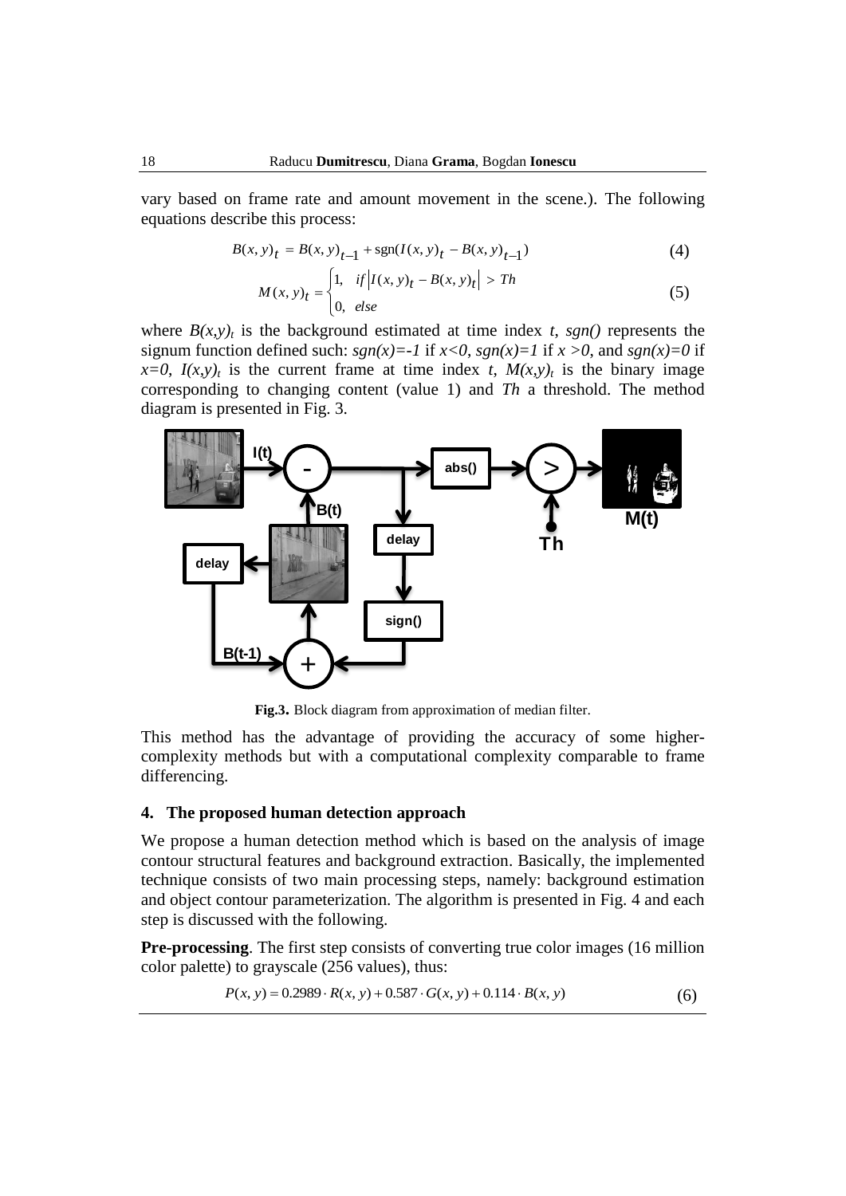vary based on frame rate and amount movement in the scene.). The following equations describe this process:

$$B(x,y)_t = B(x,y)_{t-1} + \mathrm{sgn}(I(x,y)_t - B(x,y)_{t-1}) \tag{4}$$

$$M(x,y)_t = \begin{cases} 1, & if \left| I(x,y)_t - B(x,y)_t \right| > Th \\ 0, & else \end{cases} \tag{5}$$

where $B(x,y)_t$ is the background estimated at time index $t$, *sgn()* represents the signum function defined such: $sgn(x)=-1$ if $x<0$, $sgn(x)=1$ if $x>0$, and $sgn(x)=0$ if $x=0$, $I(x,y)_t$ is the current frame at time index $t$, $M(x,y)_t$ is the binary image corresponding to changing content (value 1) and $Th$ a threshold. The method diagram is presented in Fig. 3.

**Fig.3.** Block diagram from approximation of median filter.

This method has the advantage of providing the accuracy of some higher-complexity methods but with a computational complexity comparable to frame differencing.

## 4. The proposed human detection approach

We propose a human detection method which is based on the analysis of image contour structural features and background extraction. Basically, the implemented technique consists of two main processing steps, namely: background estimation and object contour parameterization. The algorithm is presented in Fig. 4 and each step is discussed with the following.

**Pre-processing**. The first step consists of converting true color images (16 million color palette) to grayscale (256 values), thus:

$$P(x,y) = 0.2989 \cdot R(x,y) + 0.587 \cdot G(x,y) + 0.114 \cdot B(x,y) \tag{6}$$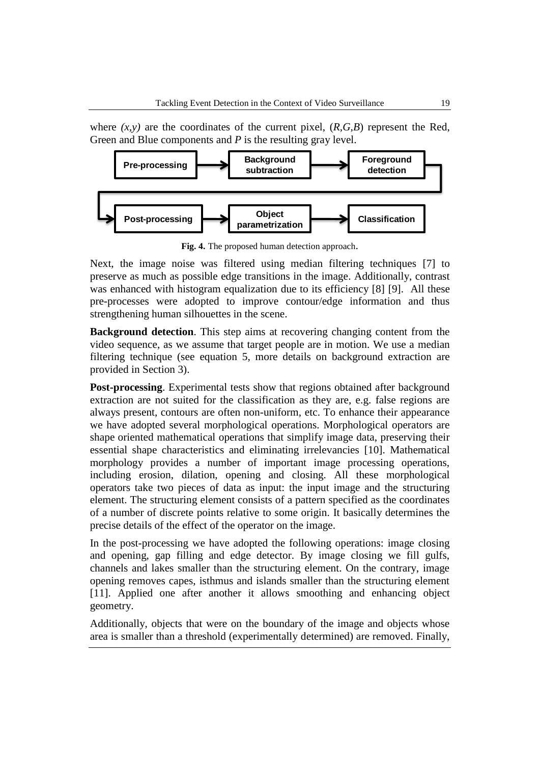where $(x,y)$ are the coordinates of the current pixel, $(R,G,B)$ represent the Red, Green and Blue components and $P$ is the resulting gray level.

Pre-processing → Background subtraction → Foreground detection → Post-processing → Object parametrization → Classification

**Fig. 4.** The proposed human detection approach.

Next, the image noise was filtered using median filtering techniques [7] to preserve as much as possible edge transitions in the image. Additionally, contrast was enhanced with histogram equalization due to its efficiency [8] [9]. All these pre-processes were adopted to improve contour/edge information and thus strengthening human silhouettes in the scene.

**Background detection**. This step aims at recovering changing content from the video sequence, as we assume that target people are in motion. We use a median filtering technique (see equation 5, more details on background extraction are provided in Section 3).

**Post-processing**. Experimental tests show that regions obtained after background extraction are not suited for the classification as they are, e.g. false regions are always present, contours are often non-uniform, etc. To enhance their appearance we have adopted several morphological operations. Morphological operators are shape oriented mathematical operations that simplify image data, preserving their essential shape characteristics and eliminating irrelevancies [10]. Mathematical morphology provides a number of important image processing operations, including erosion, dilation, opening and closing. All these morphological operators take two pieces of data as input: the input image and the structuring element. The structuring element consists of a pattern specified as the coordinates of a number of discrete points relative to some origin. It basically determines the precise details of the effect of the operator on the image.

In the post-processing we have adopted the following operations: image closing and opening, gap filling and edge detector. By image closing we fill gulfs, channels and lakes smaller than the structuring element. On the contrary, image opening removes capes, isthmus and islands smaller than the structuring element [11]. Applied one after another it allows smoothing and enhancing object geometry.

Additionally, objects that were on the boundary of the image and objects whose area is smaller than a threshold (experimentally determined) are removed. Finally,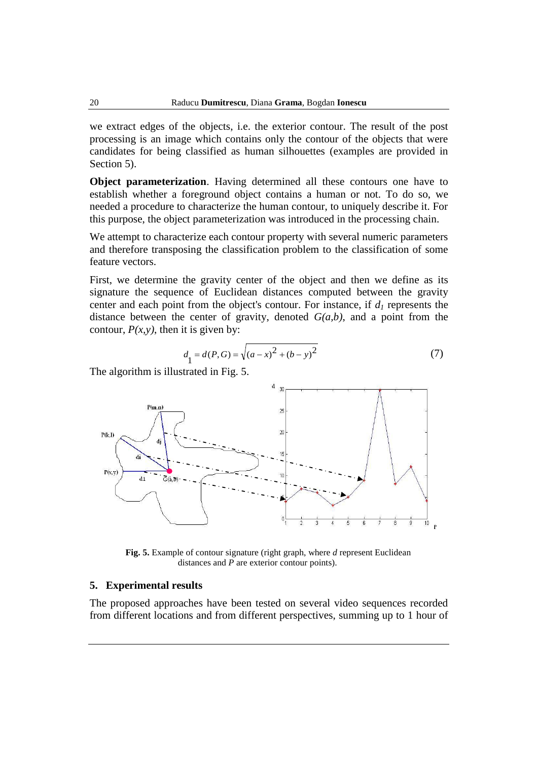we extract edges of the objects, i.e. the exterior contour. The result of the post processing is an image which contains only the contour of the objects that were candidates for being classified as human silhouettes (examples are provided in Section 5).

**Object parameterization**. Having determined all these contours one have to establish whether a foreground object contains a human or not. To do so, we needed a procedure to characterize the human contour, to uniquely describe it. For this purpose, the object parameterization was introduced in the processing chain.

We attempt to characterize each contour property with several numeric parameters and therefore transposing the classification problem to the classification of some feature vectors.

First, we determine the gravity center of the object and then we define as its signature the sequence of Euclidean distances computed between the gravity center and each point from the object's contour. For instance, if $d_1$ represents the distance between the center of gravity, denoted $G(a,b)$, and a point from the contour, $P(x,y)$, then it is given by:

$$d_1 = d(P,G) = \sqrt{(a-x)^2 + (b-y)^2} \tag{7}$$

The algorithm is illustrated in Fig. 5.

**Fig. 5.** Example of contour signature (right graph, where *d* represent Euclidean distances and *P* are exterior contour points).

## 5. Experimental results

The proposed approaches have been tested on several video sequences recorded from different locations and from different perspectives, summing up to 1 hour of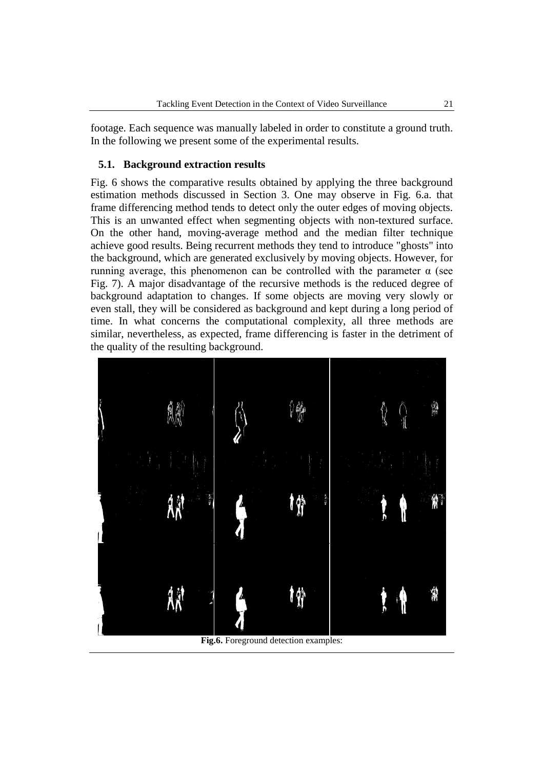footage. Each sequence was manually labeled in order to constitute a ground truth. In the following we present some of the experimental results.

### 5.1. Background extraction results

Fig. 6 shows the comparative results obtained by applying the three background estimation methods discussed in Section 3. One may observe in Fig. 6.a. that frame differencing method tends to detect only the outer edges of moving objects. This is an unwanted effect when segmenting objects with non-textured surface. On the other hand, moving-average method and the median filter technique achieve good results. Being recurrent methods they tend to introduce "ghosts" into the background, which are generated exclusively by moving objects. However, for running average, this phenomenon can be controlled with the parameter $\alpha$ (see Fig. 7). A major disadvantage of the recursive methods is the reduced degree of background adaptation to changes. If some objects are moving very slowly or even stall, they will be considered as background and kept during a long period of time. In what concerns the computational complexity, all three methods are similar, nevertheless, as expected, frame differencing is faster in the detriment of the quality of the resulting background.

**Fig.6.** Foreground detection examples: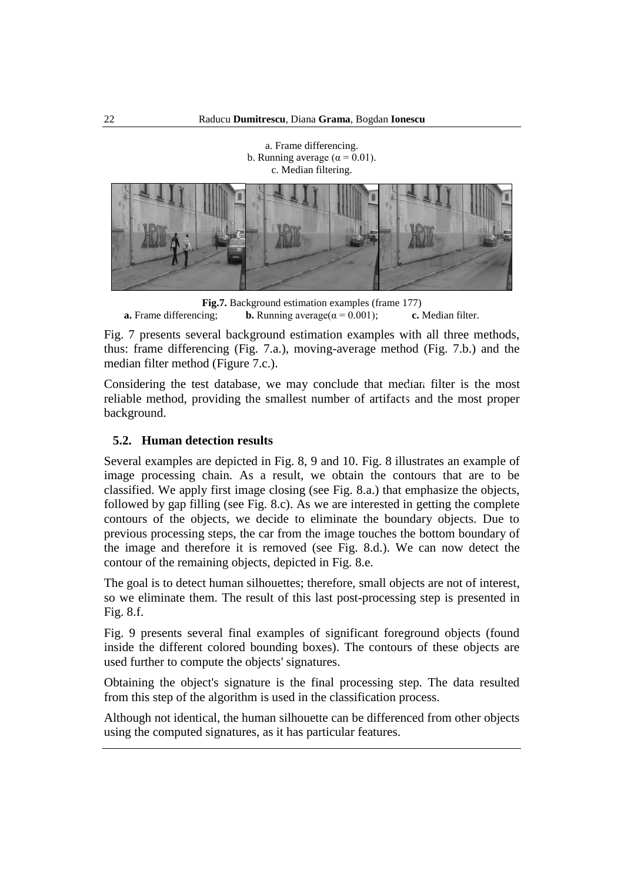a. Frame differencing.
b. Running average ($\alpha = 0.01$).
c. Median filtering.

**Fig.7.** Background estimation examples (frame 177)
**a.** Frame differencing; **b.** Running average($\alpha = 0.001$); **c.** Median filter.

Fig. 7 presents several background estimation examples with all three methods, thus: frame differencing (Fig. 7.a.), moving-average method (Fig. 7.b.) and the median filter method (Figure 7.c.).

Considering the test database, we may conclude that median filter is the most reliable method, providing the smallest number of artifacts and the most proper background.

### 5.2. Human detection results

Several examples are depicted in Fig. 8, 9 and 10. Fig. 8 illustrates an example of image processing chain. As a result, we obtain the contours that are to be classified. We apply first image closing (see Fig. 8.a.) that emphasize the objects, followed by gap filling (see Fig. 8.c). As we are interested in getting the complete contours of the objects, we decide to eliminate the boundary objects. Due to previous processing steps, the car from the image touches the bottom boundary of the image and therefore it is removed (see Fig. 8.d.). We can now detect the contour of the remaining objects, depicted in Fig. 8.e.

The goal is to detect human silhouettes; therefore, small objects are not of interest, so we eliminate them. The result of this last post-processing step is presented in Fig. 8.f.

Fig. 9 presents several final examples of significant foreground objects (found inside the different colored bounding boxes). The contours of these objects are used further to compute the objects' signatures.

Obtaining the object's signature is the final processing step. The data resulted from this step of the algorithm is used in the classification process.

Although not identical, the human silhouette can be differenced from other objects using the computed signatures, as it has particular features.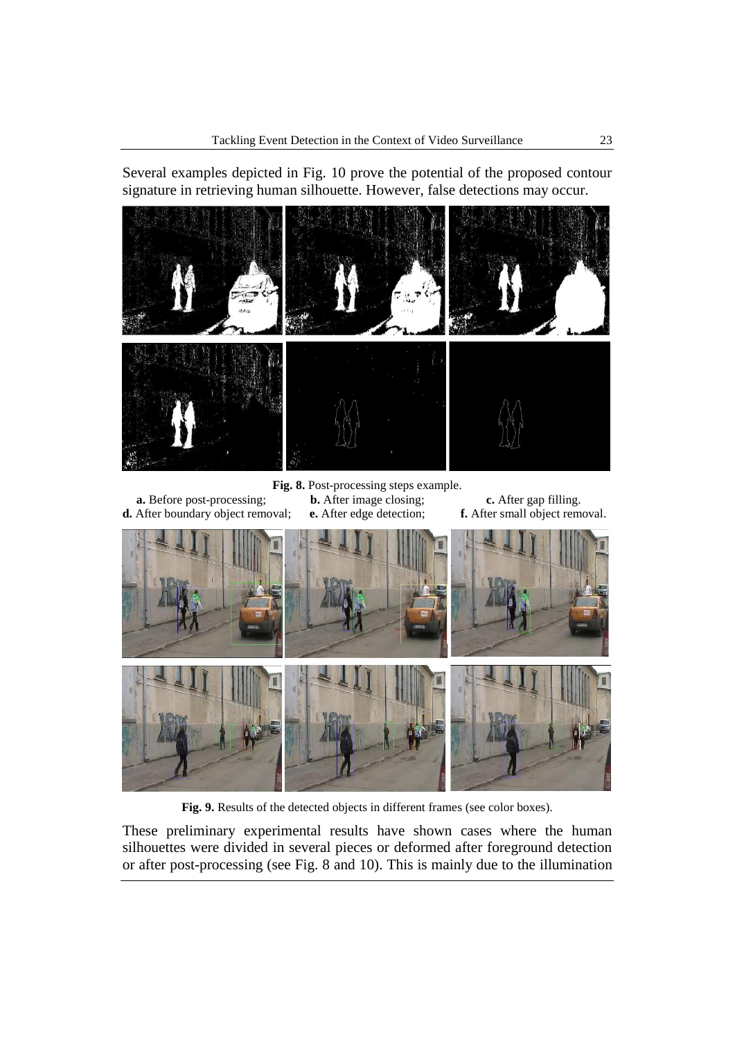Several examples depicted in Fig. 10 prove the potential of the proposed contour signature in retrieving human silhouette. However, false detections may occur.

**Fig. 8.** Post-processing steps example.
**a.** Before post-processing; **b.** After image closing; **c.** After gap filling.
**d.** After boundary object removal; **e.** After edge detection; **f.** After small object removal.

**Fig. 9.** Results of the detected objects in different frames (see color boxes).

These preliminary experimental results have shown cases where the human silhouettes were divided in several pieces or deformed after foreground detection or after post-processing (see Fig. 8 and 10). This is mainly due to the illumination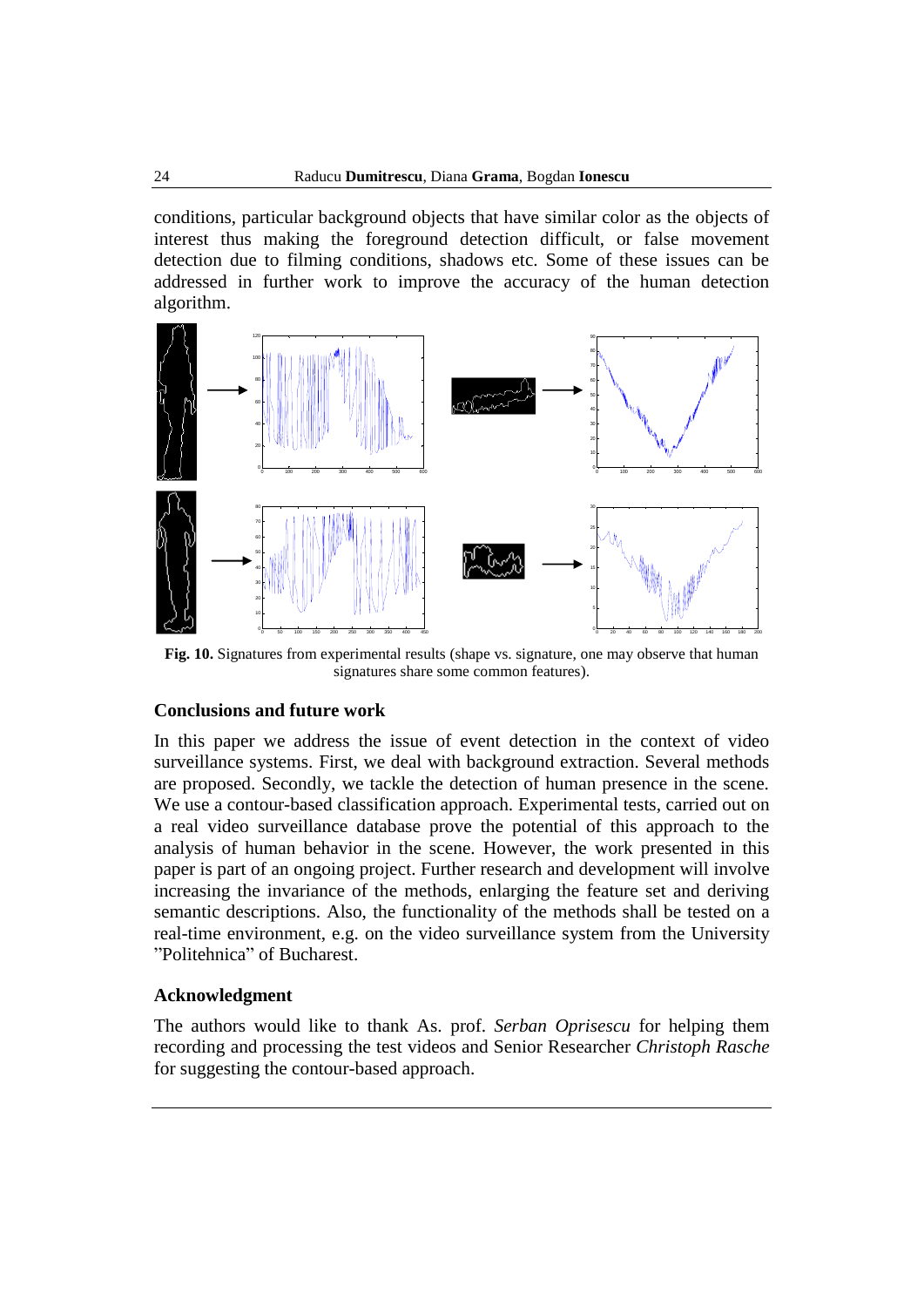conditions, particular background objects that have similar color as the objects of interest thus making the foreground detection difficult, or false movement detection due to filming conditions, shadows etc. Some of these issues can be addressed in further work to improve the accuracy of the human detection algorithm.

**Fig. 10.** Signatures from experimental results (shape vs. signature, one may observe that human signatures share some common features).

### Conclusions and future work

In this paper we address the issue of event detection in the context of video surveillance systems. First, we deal with background extraction. Several methods are proposed. Secondly, we tackle the detection of human presence in the scene. We use a contour-based classification approach. Experimental tests, carried out on a real video surveillance database prove the potential of this approach to the analysis of human behavior in the scene. However, the work presented in this paper is part of an ongoing project. Further research and development will involve increasing the invariance of the methods, enlarging the feature set and deriving semantic descriptions. Also, the functionality of the methods shall be tested on a real-time environment, e.g. on the video surveillance system from the University ”Politehnica” of Bucharest.

### Acknowledgment

The authors would like to thank As. prof. *Serban Oprisescu* for helping them recording and processing the test videos and Senior Researcher *Christoph Rasche* for suggesting the contour-based approach.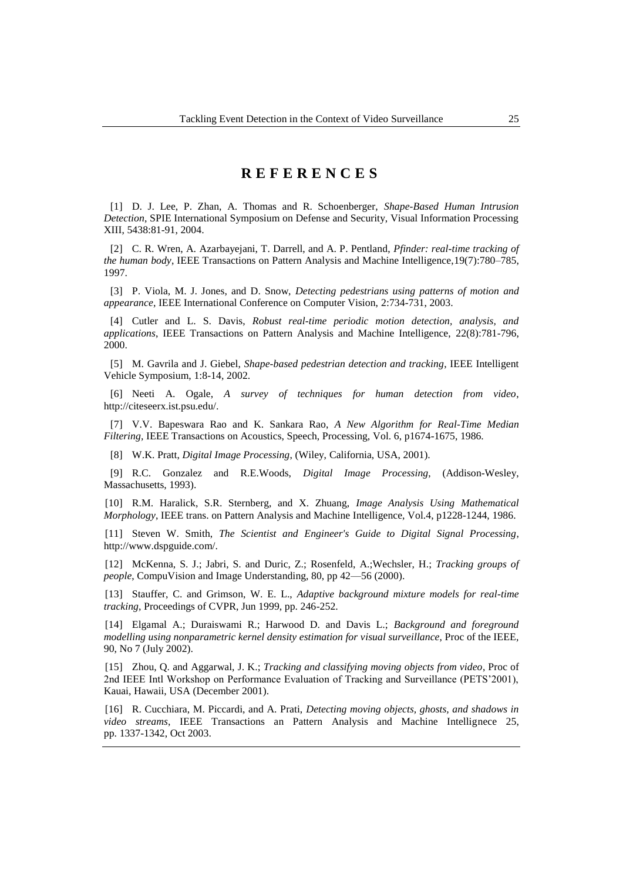# REFERENCES

[1] D. J. Lee, P. Zhan, A. Thomas and R. Schoenberger, *Shape-Based Human Intrusion Detection*, SPIE International Symposium on Defense and Security, Visual Information Processing XIII, 5438:81-91, 2004.

[2] C. R. Wren, A. Azarbayejani, T. Darrell, and A. P. Pentland, *Pfinder: real-time tracking of the human body*, IEEE Transactions on Pattern Analysis and Machine Intelligence,19(7):780–785, 1997.

[3] P. Viola, M. J. Jones, and D. Snow, *Detecting pedestrians using patterns of motion and appearance*, IEEE International Conference on Computer Vision, 2:734-731, 2003.

[4] Cutler and L. S. Davis, *Robust real-time periodic motion detection, analysis, and applications*, IEEE Transactions on Pattern Analysis and Machine Intelligence, 22(8):781-796, 2000.

[5] M. Gavrila and J. Giebel, *Shape-based pedestrian detection and tracking*, IEEE Intelligent Vehicle Symposium, 1:8-14, 2002.

[6] Neeti A. Ogale, *A survey of techniques for human detection from video*, http://citeseerx.ist.psu.edu/.

[7] V.V. Bapeswara Rao and K. Sankara Rao, *A New Algorithm for Real-Time Median Filtering*, IEEE Transactions on Acoustics, Speech, Processing, Vol. 6, p1674-1675, 1986.

[8] W.K. Pratt, *Digital Image Processing*, (Wiley, California, USA, 2001).

[9] R.C. Gonzalez and R.E.Woods, *Digital Image Processing*, (Addison-Wesley, Massachusetts, 1993).

[10] R.M. Haralick, S.R. Sternberg, and X. Zhuang, *Image Analysis Using Mathematical Morphology*, IEEE trans. on Pattern Analysis and Machine Intelligence, Vol.4, p1228-1244, 1986.

[11] Steven W. Smith, *The Scientist and Engineer's Guide to Digital Signal Processing*, http://www.dspguide.com/.

[12] McKenna, S. J.; Jabri, S. and Duric, Z.; Rosenfeld, A.;Wechsler, H.; *Tracking groups of people*, CompuVision and Image Understanding, 80, pp 42—56 (2000).

[13] Stauffer, C. and Grimson, W. E. L., *Adaptive background mixture models for real-time tracking*, Proceedings of CVPR, Jun 1999, pp. 246-252.

[14] Elgamal A.; Duraiswami R.; Harwood D. and Davis L.; *Background and foreground modelling using nonparametric kernel density estimation for visual surveillance*, Proc of the IEEE, 90, No 7 (July 2002).

[15] Zhou, Q. and Aggarwal, J. K.; *Tracking and classifying moving objects from video*, Proc of 2nd IEEE Intl Workshop on Performance Evaluation of Tracking and Surveillance (PETS'2001), Kauai, Hawaii, USA (December 2001).

[16] R. Cucchiara, M. Piccardi, and A. Prati, *Detecting moving objects, ghosts, and shadows in video streams*, IEEE Transactions an Pattern Analysis and Machine Intellignece 25, pp. 1337-1342, Oct 2003.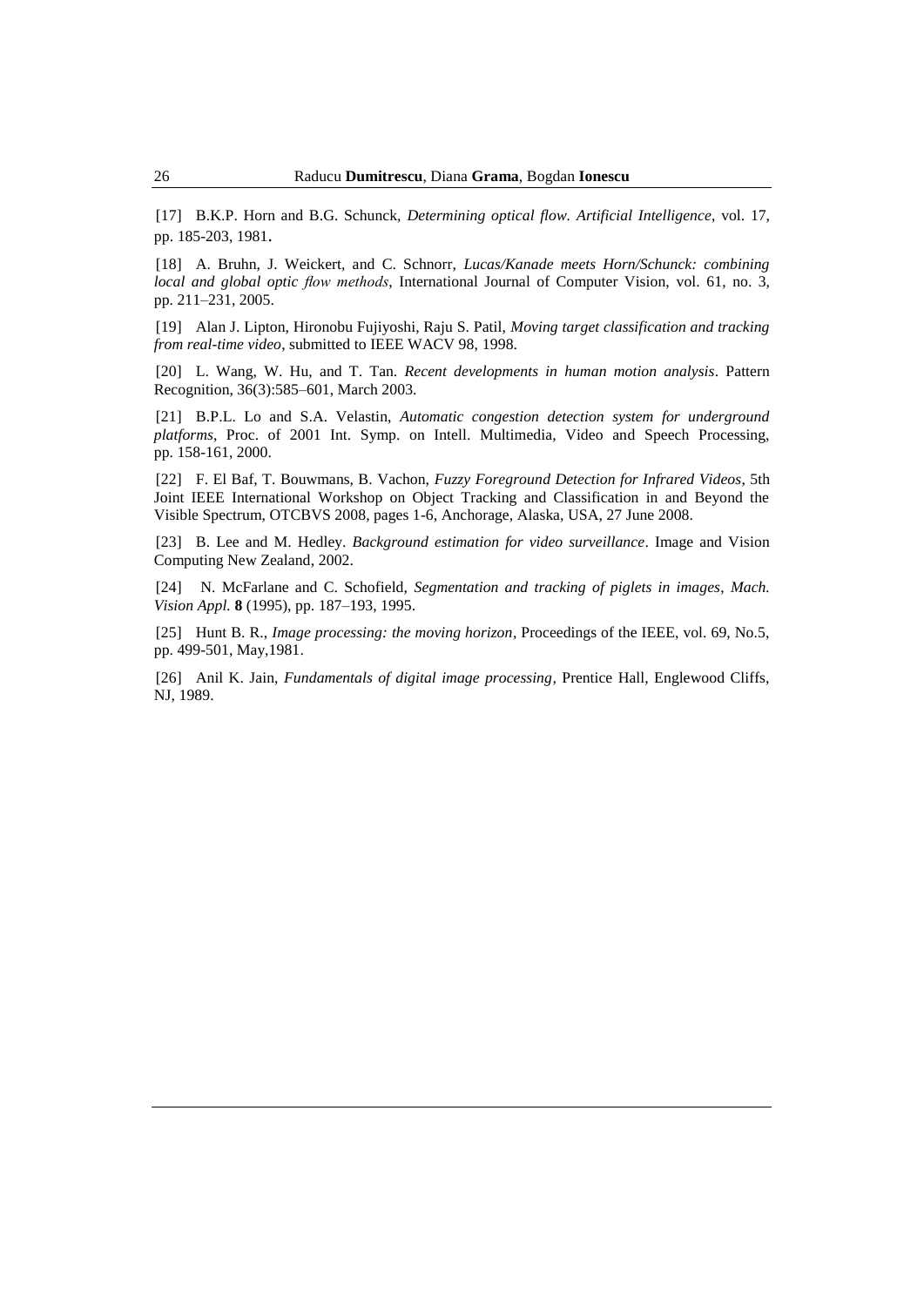[17] B.K.P. Horn and B.G. Schunck, *Determining optical flow. Artificial Intelligence*, vol. 17, pp. 185-203, 1981.

[18] A. Bruhn, J. Weickert, and C. Schnorr, *Lucas/Kanade meets Horn/Schunck: combining local and global optic flow methods*, International Journal of Computer Vision, vol. 61, no. 3, pp. 211–231, 2005.

[19] Alan J. Lipton, Hironobu Fujiyoshi, Raju S. Patil, *Moving target classification and tracking from real-time video*, submitted to IEEE WACV 98, 1998.

[20] L. Wang, W. Hu, and T. Tan. *Recent developments in human motion analysis*. Pattern Recognition, 36(3):585–601, March 2003.

[21] B.P.L. Lo and S.A. Velastin, *Automatic congestion detection system for underground platforms*, Proc. of 2001 Int. Symp. on Intell. Multimedia, Video and Speech Processing, pp. 158-161, 2000.

[22] F. El Baf, T. Bouwmans, B. Vachon, *Fuzzy Foreground Detection for Infrared Videos*, 5th Joint IEEE International Workshop on Object Tracking and Classification in and Beyond the Visible Spectrum, OTCBVS 2008, pages 1-6, Anchorage, Alaska, USA, 27 June 2008.

[23] B. Lee and M. Hedley. *Background estimation for video surveillance*. Image and Vision Computing New Zealand, 2002.

[24] N. McFarlane and C. Schofield, *Segmentation and tracking of piglets in images*, *Mach. Vision Appl.* **8** (1995), pp. 187–193, 1995.

[25] Hunt B. R., *Image processing: the moving horizon*, Proceedings of the IEEE, vol. 69, No.5, pp. 499-501, May,1981.

[26] Anil K. Jain, *Fundamentals of digital image processing*, Prentice Hall, Englewood Cliffs, NJ, 1989.